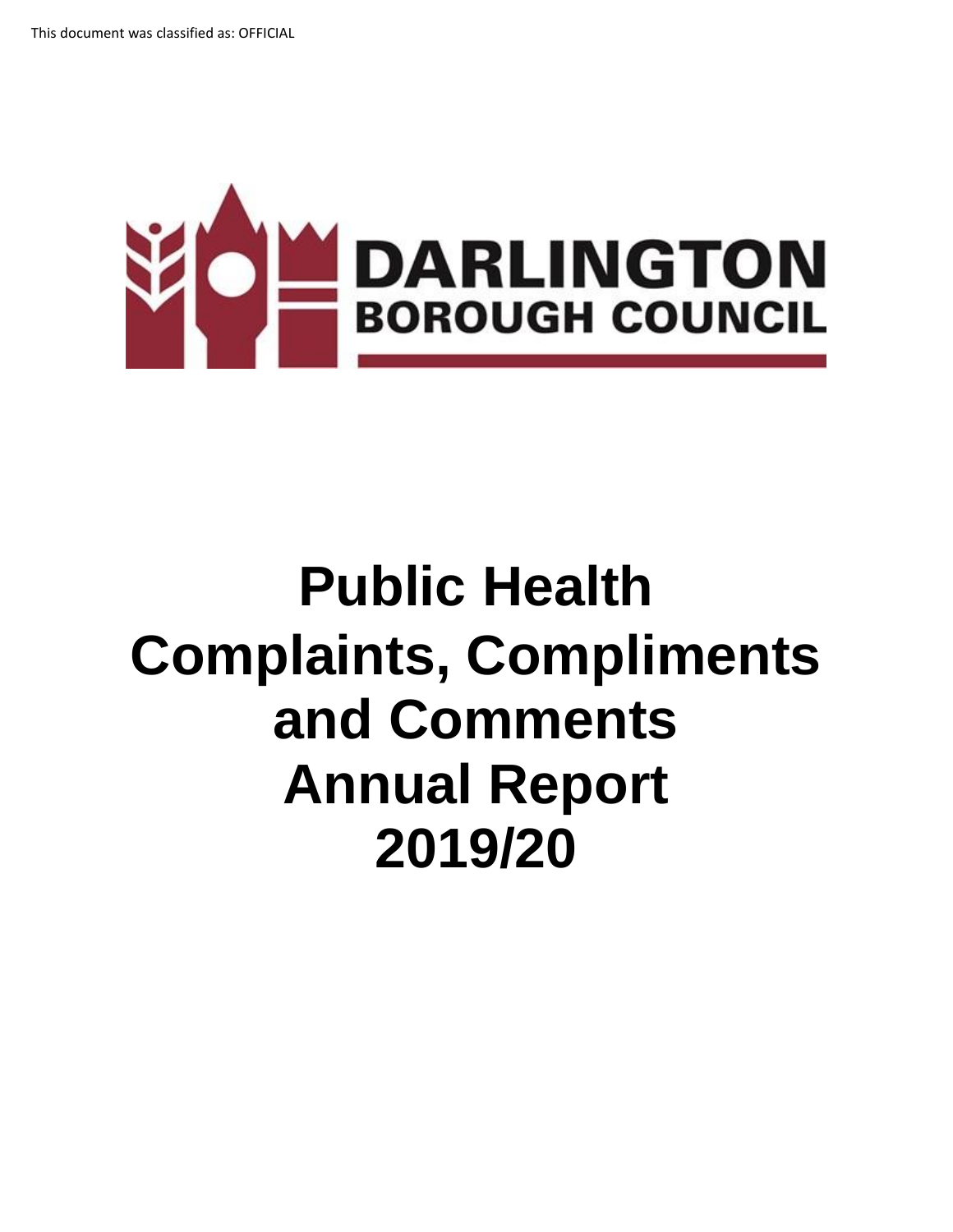This document was classified as: OFFICIAL

DARLINGTON
BOROUGH COUNCIL

# Public Health Complaints, Compliments and Comments Annual Report 2019/20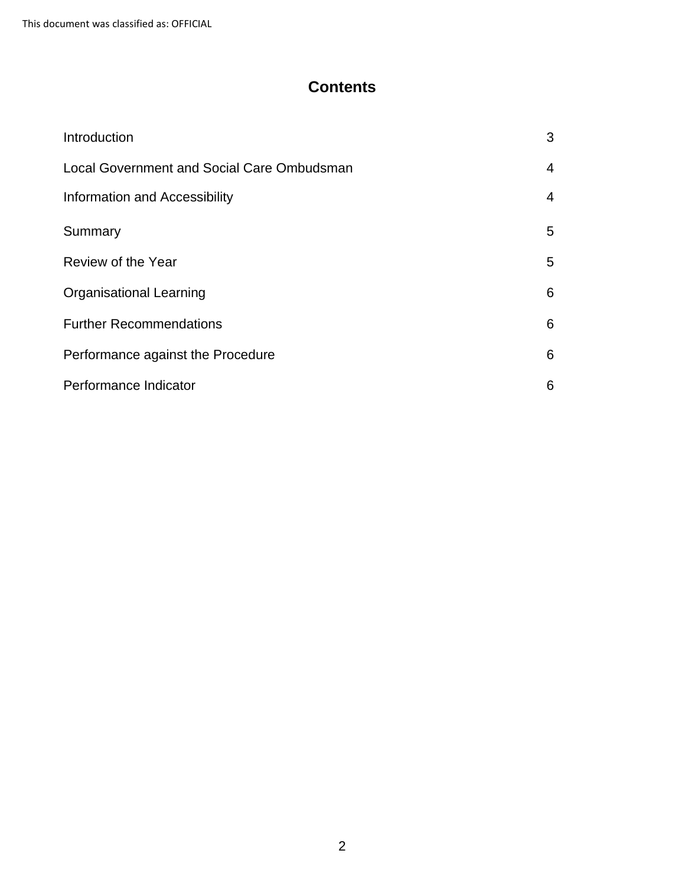# Contents

| | |
|---|---|
| Introduction | 3 |
| Local Government and Social Care Ombudsman | 4 |
| Information and Accessibility | 4 |
| Summary | 5 |
| Review of the Year | 5 |
| Organisational Learning | 6 |
| Further Recommendations | 6 |
| Performance against the Procedure | 6 |
| Performance Indicator | 6 |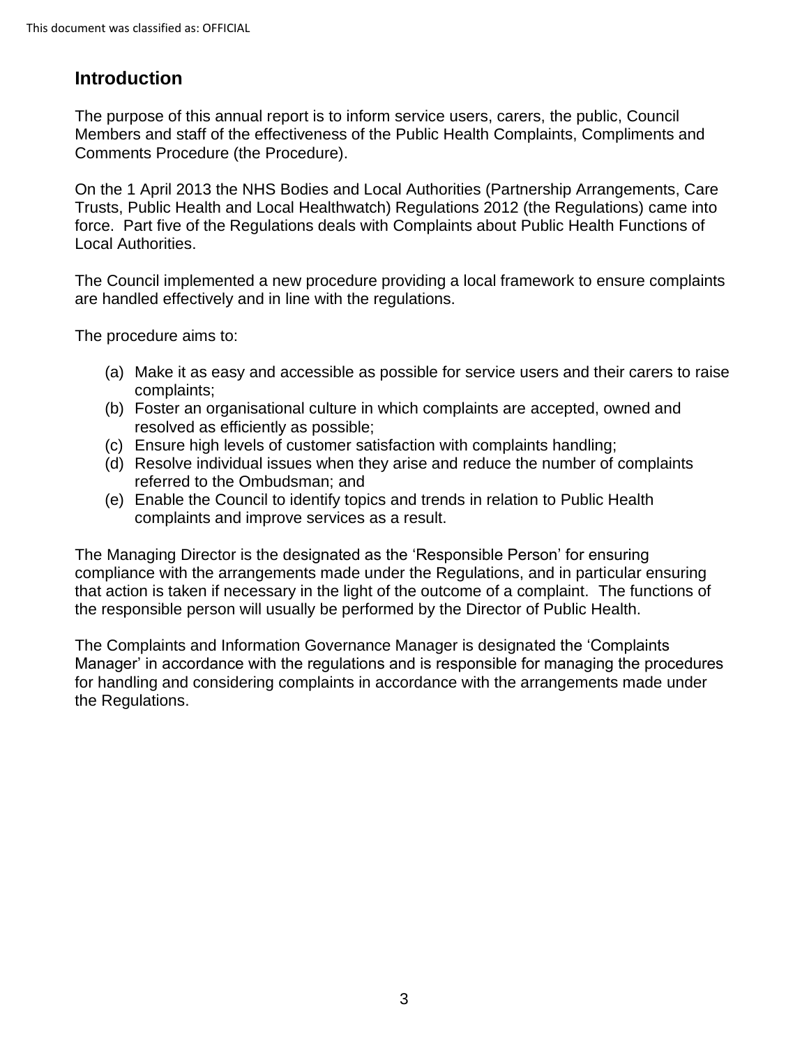## Introduction

The purpose of this annual report is to inform service users, carers, the public, Council Members and staff of the effectiveness of the Public Health Complaints, Compliments and Comments Procedure (the Procedure).

On the 1 April 2013 the NHS Bodies and Local Authorities (Partnership Arrangements, Care Trusts, Public Health and Local Healthwatch) Regulations 2012 (the Regulations) came into force. Part five of the Regulations deals with Complaints about Public Health Functions of Local Authorities.

The Council implemented a new procedure providing a local framework to ensure complaints are handled effectively and in line with the regulations.

The procedure aims to:

(a) Make it as easy and accessible as possible for service users and their carers to raise complaints;
(b) Foster an organisational culture in which complaints are accepted, owned and resolved as efficiently as possible;
(c) Ensure high levels of customer satisfaction with complaints handling;
(d) Resolve individual issues when they arise and reduce the number of complaints referred to the Ombudsman; and
(e) Enable the Council to identify topics and trends in relation to Public Health complaints and improve services as a result.

The Managing Director is the designated as the 'Responsible Person' for ensuring compliance with the arrangements made under the Regulations, and in particular ensuring that action is taken if necessary in the light of the outcome of a complaint. The functions of the responsible person will usually be performed by the Director of Public Health.

The Complaints and Information Governance Manager is designated the 'Complaints Manager' in accordance with the regulations and is responsible for managing the procedures for handling and considering complaints in accordance with the arrangements made under the Regulations.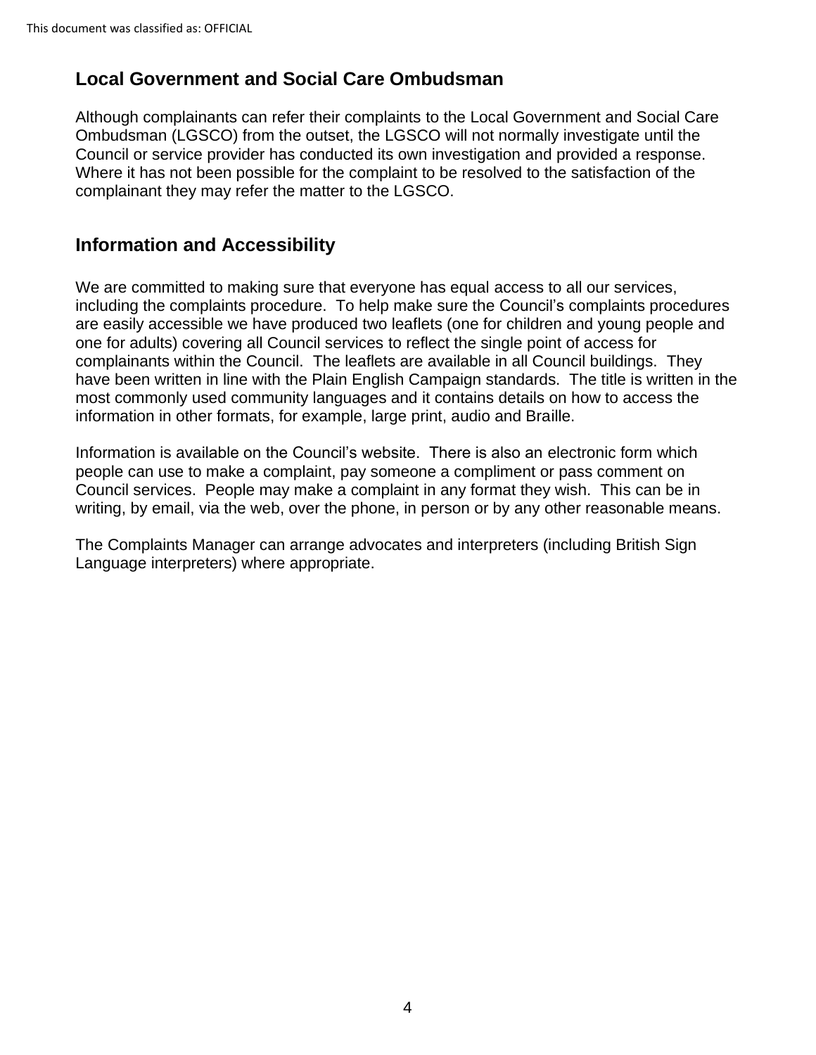## Local Government and Social Care Ombudsman

Although complainants can refer their complaints to the Local Government and Social Care Ombudsman (LGSCO) from the outset, the LGSCO will not normally investigate until the Council or service provider has conducted its own investigation and provided a response. Where it has not been possible for the complaint to be resolved to the satisfaction of the complainant they may refer the matter to the LGSCO.

## Information and Accessibility

We are committed to making sure that everyone has equal access to all our services, including the complaints procedure. To help make sure the Council's complaints procedures are easily accessible we have produced two leaflets (one for children and young people and one for adults) covering all Council services to reflect the single point of access for complainants within the Council. The leaflets are available in all Council buildings. They have been written in line with the Plain English Campaign standards. The title is written in the most commonly used community languages and it contains details on how to access the information in other formats, for example, large print, audio and Braille.

Information is available on the Council's website. There is also an electronic form which people can use to make a complaint, pay someone a compliment or pass comment on Council services. People may make a complaint in any format they wish. This can be in writing, by email, via the web, over the phone, in person or by any other reasonable means.

The Complaints Manager can arrange advocates and interpreters (including British Sign Language interpreters) where appropriate.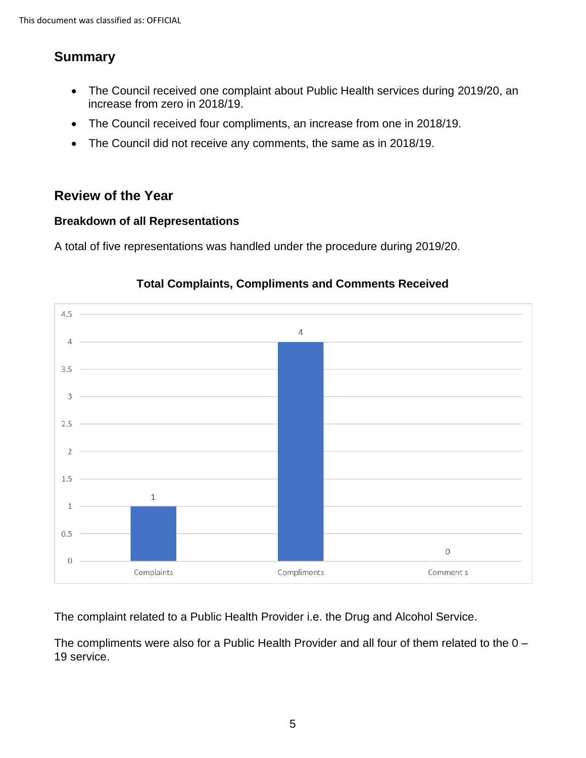## Summary

- The Council received one complaint about Public Health services during 2019/20, an increase from zero in 2018/19.
- The Council received four compliments, an increase from one in 2018/19.
- The Council did not receive any comments, the same as in 2018/19.

## Review of the Year

### Breakdown of all Representations

A total of five representations was handled under the procedure during 2019/20.

**Total Complaints, Compliments and Comments Received**

| Category | Number |
| --- | --- |
| Complaints | 1 |
| Compliments | 4 |
| Comments | 0 |

The complaint related to a Public Health Provider i.e. the Drug and Alcohol Service.

The compliments were also for a Public Health Provider and all four of them related to the 0 – 19 service.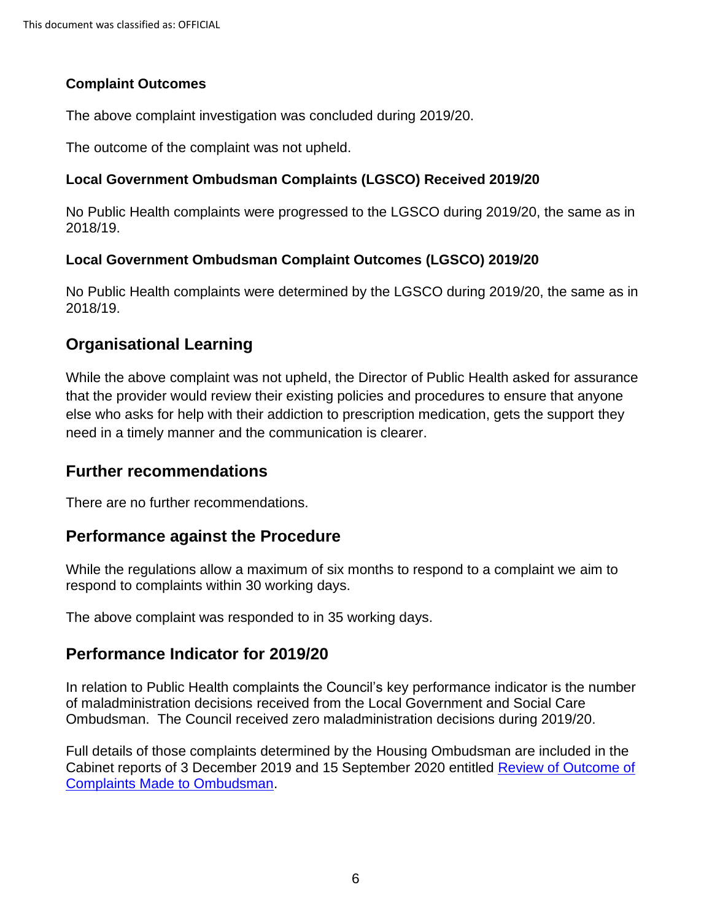### Complaint Outcomes

The above complaint investigation was concluded during 2019/20.

The outcome of the complaint was not upheld.

### Local Government Ombudsman Complaints (LGSCO) Received 2019/20

No Public Health complaints were progressed to the LGSCO during 2019/20, the same as in 2018/19.

### Local Government Ombudsman Complaint Outcomes (LGSCO) 2019/20

No Public Health complaints were determined by the LGSCO during 2019/20, the same as in 2018/19.

## Organisational Learning

While the above complaint was not upheld, the Director of Public Health asked for assurance that the provider would review their existing policies and procedures to ensure that anyone else who asks for help with their addiction to prescription medication, gets the support they need in a timely manner and the communication is clearer.

## Further recommendations

There are no further recommendations.

## Performance against the Procedure

While the regulations allow a maximum of six months to respond to a complaint we aim to respond to complaints within 30 working days.

The above complaint was responded to in 35 working days.

## Performance Indicator for 2019/20

In relation to Public Health complaints the Council's key performance indicator is the number of maladministration decisions received from the Local Government and Social Care Ombudsman. The Council received zero maladministration decisions during 2019/20.

Full details of those complaints determined by the Housing Ombudsman are included in the Cabinet reports of 3 December 2019 and 15 September 2020 entitled [Review of Outcome of Complaints Made to Ombudsman](Review of Outcome of Complaints Made to Ombudsman).